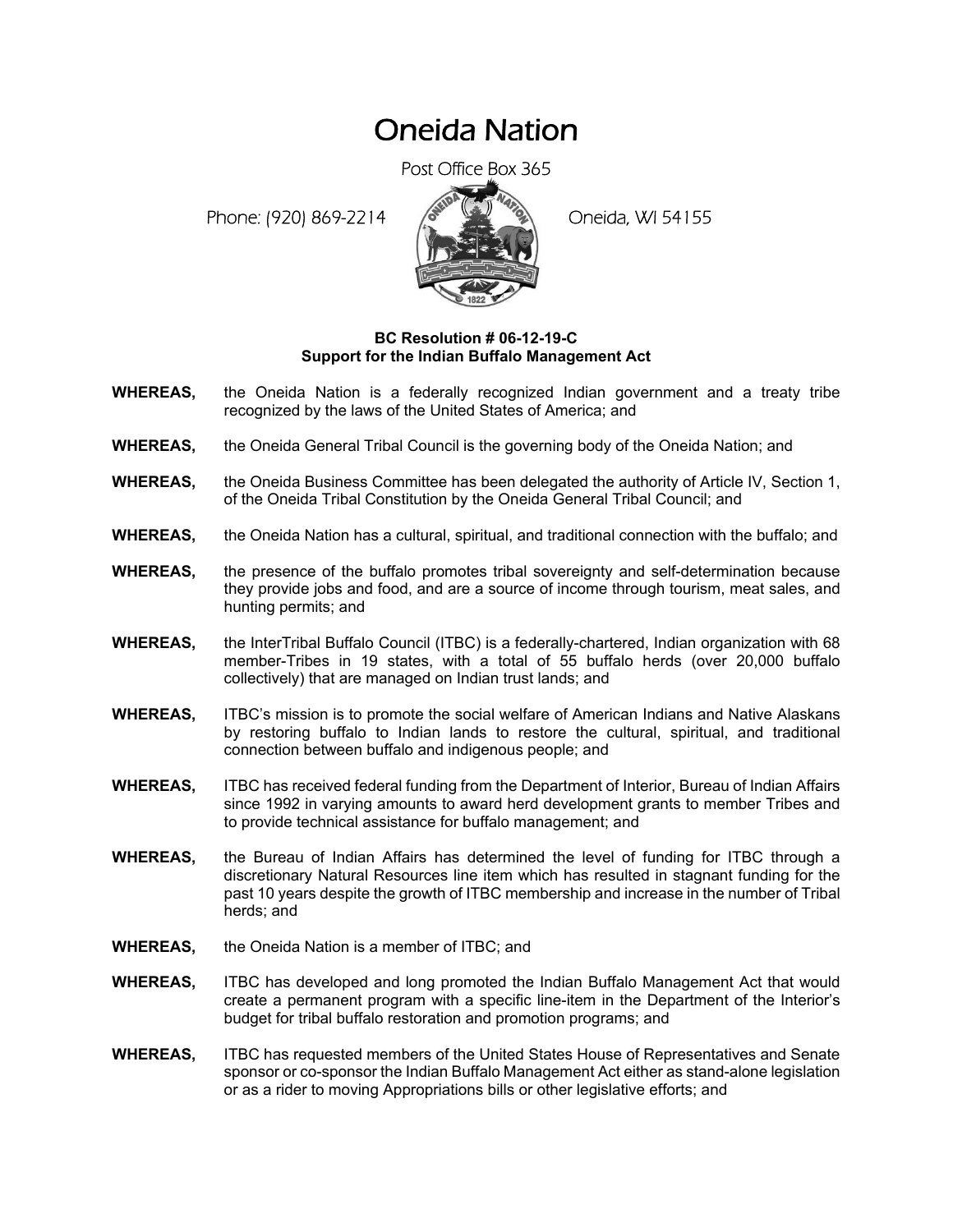# Oneida Nation

Post Office Box 365

Phone: (920) 869-2214 Oneida, WI 54155

**BC Resolution # 06-12-19-C**
**Support for the Indian Buffalo Management Act**

**WHEREAS,** the Oneida Nation is a federally recognized Indian government and a treaty tribe recognized by the laws of the United States of America; and

**WHEREAS,** the Oneida General Tribal Council is the governing body of the Oneida Nation; and

**WHEREAS,** the Oneida Business Committee has been delegated the authority of Article IV, Section 1, of the Oneida Tribal Constitution by the Oneida General Tribal Council; and

**WHEREAS,** the Oneida Nation has a cultural, spiritual, and traditional connection with the buffalo; and

**WHEREAS,** the presence of the buffalo promotes tribal sovereignty and self-determination because they provide jobs and food, and are a source of income through tourism, meat sales, and hunting permits; and

**WHEREAS,** the InterTribal Buffalo Council (ITBC) is a federally-chartered, Indian organization with 68 member-Tribes in 19 states, with a total of 55 buffalo herds (over 20,000 buffalo collectively) that are managed on Indian trust lands; and

**WHEREAS,** ITBC's mission is to promote the social welfare of American Indians and Native Alaskans by restoring buffalo to Indian lands to restore the cultural, spiritual, and traditional connection between buffalo and indigenous people; and

**WHEREAS,** ITBC has received federal funding from the Department of Interior, Bureau of Indian Affairs since 1992 in varying amounts to award herd development grants to member Tribes and to provide technical assistance for buffalo management; and

**WHEREAS,** the Bureau of Indian Affairs has determined the level of funding for ITBC through a discretionary Natural Resources line item which has resulted in stagnant funding for the past 10 years despite the growth of ITBC membership and increase in the number of Tribal herds; and

**WHEREAS,** the Oneida Nation is a member of ITBC; and

**WHEREAS,** ITBC has developed and long promoted the Indian Buffalo Management Act that would create a permanent program with a specific line-item in the Department of the Interior's budget for tribal buffalo restoration and promotion programs; and

**WHEREAS,** ITBC has requested members of the United States House of Representatives and Senate sponsor or co-sponsor the Indian Buffalo Management Act either as stand-alone legislation or as a rider to moving Appropriations bills or other legislative efforts; and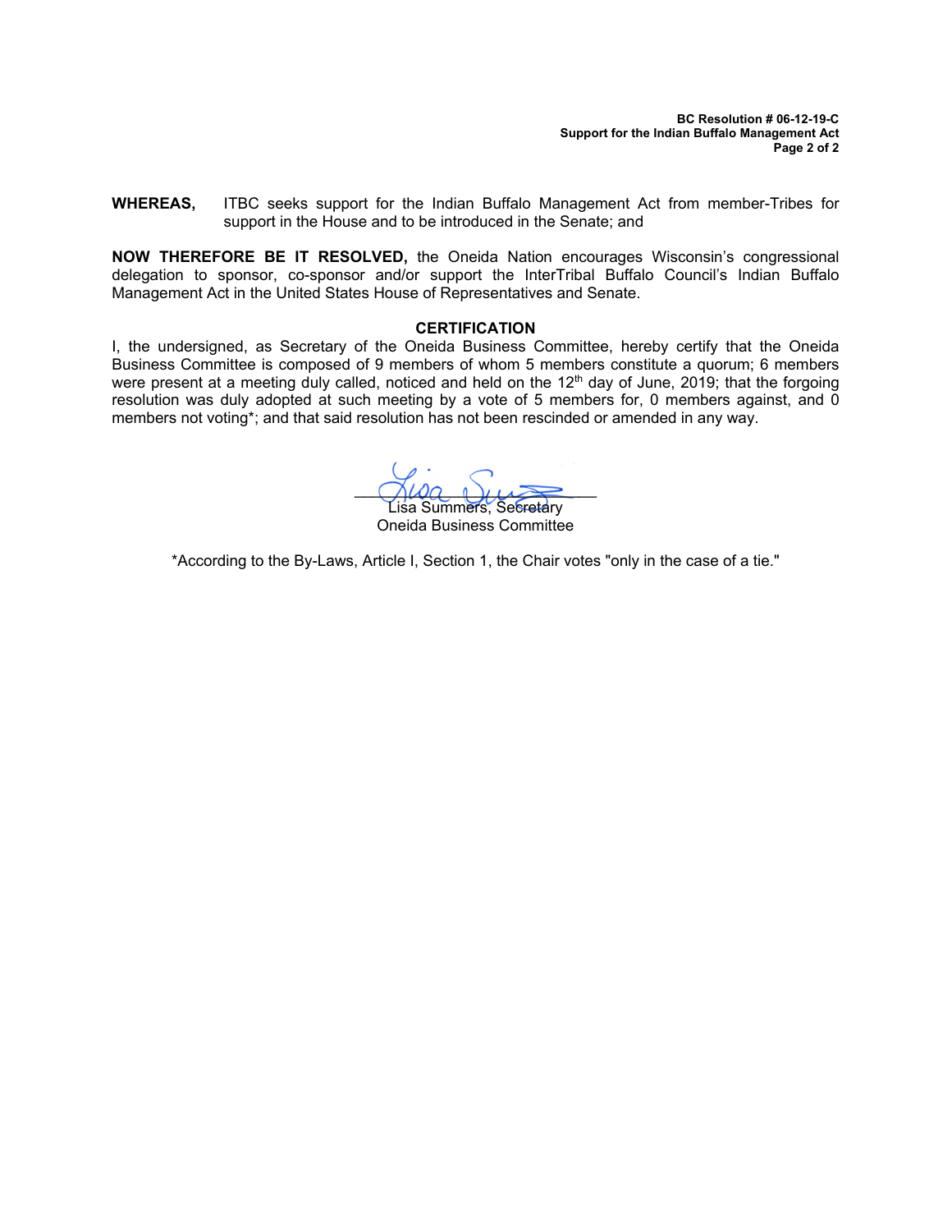**WHEREAS,** ITBC seeks support for the Indian Buffalo Management Act from member-Tribes for support in the House and to be introduced in the Senate; and

**NOW THEREFORE BE IT RESOLVED,** the Oneida Nation encourages Wisconsin's congressional delegation to sponsor, co-sponsor and/or support the InterTribal Buffalo Council's Indian Buffalo Management Act in the United States House of Representatives and Senate.

## CERTIFICATION

I, the undersigned, as Secretary of the Oneida Business Committee, hereby certify that the Oneida Business Committee is composed of 9 members of whom 5 members constitute a quorum; 6 members were present at a meeting duly called, noticed and held on the 12th day of June, 2019; that the forgoing resolution was duly adopted at such meeting by a vote of 5 members for, 0 members against, and 0 members not voting*; and that said resolution has not been rescinded or amended in any way.

Lisa Summers, Secretary
Oneida Business Committee

*According to the By-Laws, Article I, Section 1, the Chair votes "only in the case of a tie."